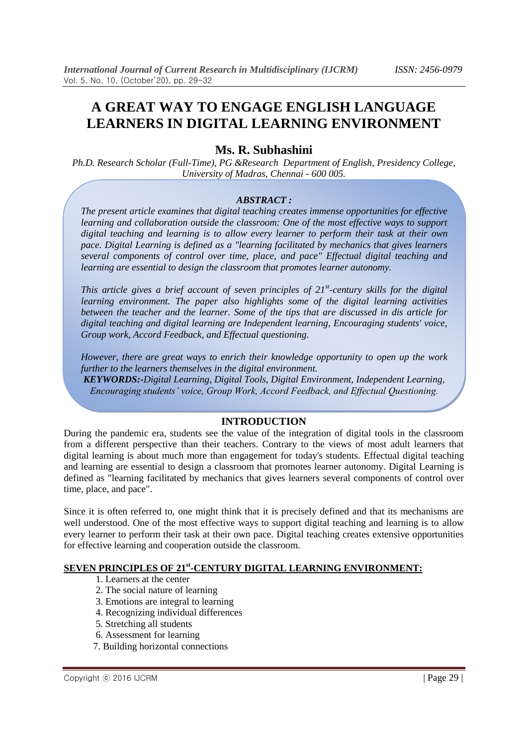# A GREAT WAY TO ENGAGE ENGLISH LANGUAGE LEARNERS IN DIGITAL LEARNING ENVIRONMENT

## Ms. R. Subhashini

*Ph.D. Research Scholar (Full-Time), PG &Research Department of English, Presidency College, University of Madras, Chennai - 600 005.*

***ABSTRACT :***

*The present article examines that digital teaching creates immense opportunities for effective learning and collaboration outside the classroom: One of the most effective ways to support digital teaching and learning is to allow every learner to perform their task at their own pace. Digital Learning is defined as a "learning facilitated by mechanics that gives learners several components of control over time, place, and pace" Effectual digital teaching and learning are essential to design the classroom that promotes learner autonomy.*

*This article gives a brief account of seven principles of 21st-century skills for the digital learning environment. The paper also highlights some of the digital learning activities between the teacher and the learner. Some of the tips that are discussed in dis article for digital teaching and digital learning are Independent learning, Encouraging students' voice, Group work, Accord Feedback, and Effectual questioning.*

*However, there are great ways to enrich their knowledge opportunity to open up the work further to the learners themselves in the digital environment.*

***KEYWORDS:-****Digital Learning, Digital Tools, Digital Environment, Independent Learning, Encouraging students' voice, Group Work, Accord Feedback, and Effectual Questioning.*

## INTRODUCTION

During the pandemic era, students see the value of the integration of digital tools in the classroom from a different perspective than their teachers. Contrary to the views of most adult learners that digital learning is about much more than engagement for today's students. Effectual digital teaching and learning are essential to design a classroom that promotes learner autonomy. Digital Learning is defined as "learning facilitated by mechanics that gives learners several components of control over time, place, and pace".

Since it is often referred to, one might think that it is precisely defined and that its mechanisms are well understood. One of the most effective ways to support digital teaching and learning is to allow every learner to perform their task at their own pace. Digital teaching creates extensive opportunities for effective learning and cooperation outside the classroom.

### SEVEN PRINCIPLES OF 21st-CENTURY DIGITAL LEARNING ENVIRONMENT:

1. Learners at the center
2. The social nature of learning
3. Emotions are integral to learning
4. Recognizing individual differences
5. Stretching all students
6. Assessment for learning
7. Building horizontal connections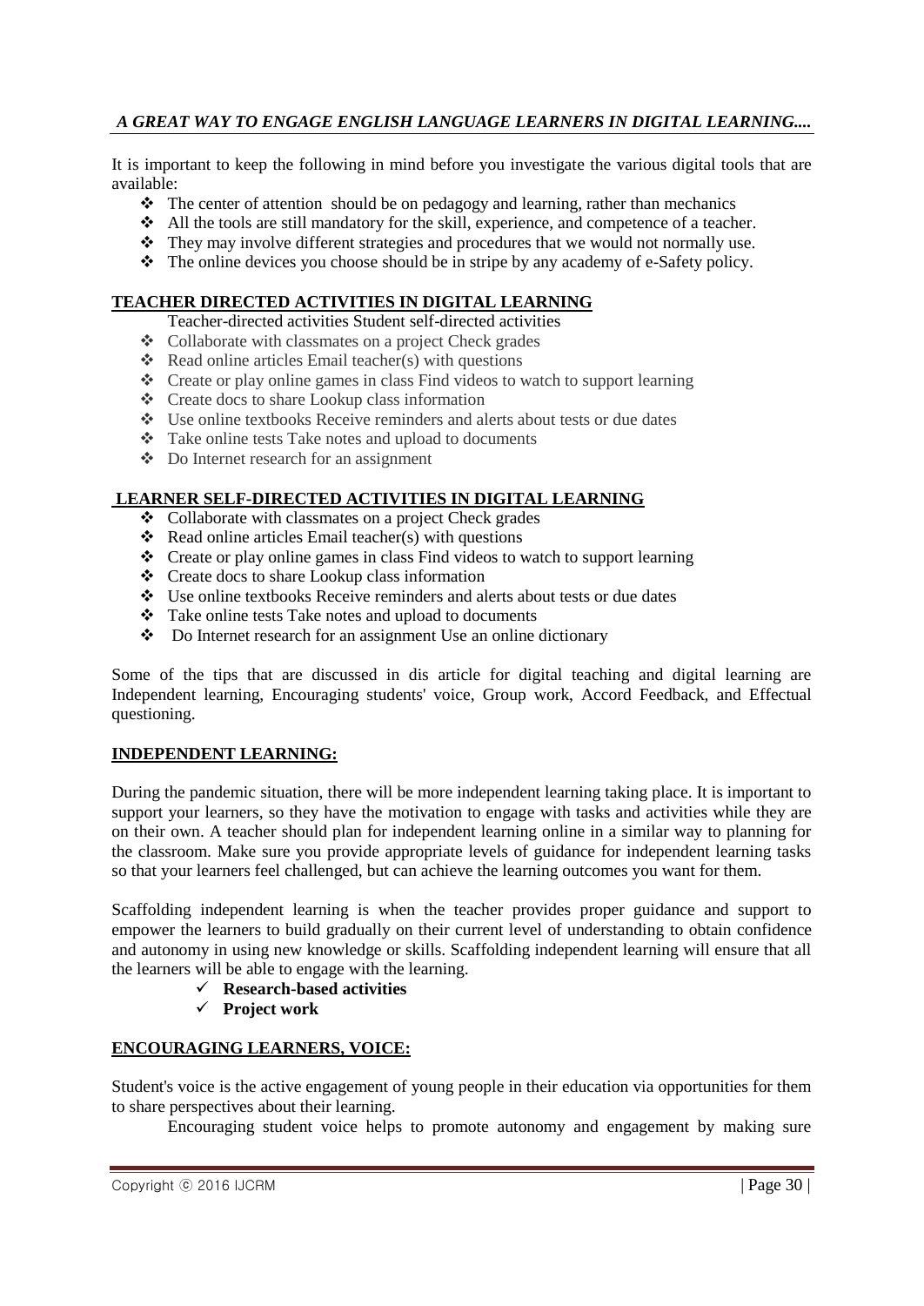### *A GREAT WAY TO ENGAGE ENGLISH LANGUAGE LEARNERS IN DIGITAL LEARNING....*

It is important to keep the following in mind before you investigate the various digital tools that are available:

- The center of attention should be on pedagogy and learning, rather than mechanics
- All the tools are still mandatory for the skill, experience, and competence of a teacher.
- They may involve different strategies and procedures that we would not normally use.
- The online devices you choose should be in stripe by any academy of e-Safety policy.

### TEACHER DIRECTED ACTIVITIES IN DIGITAL LEARNING

Teacher-directed activities Student self-directed activities

- Collaborate with classmates on a project Check grades
- Read online articles Email teacher(s) with questions
- Create or play online games in class Find videos to watch to support learning
- Create docs to share Lookup class information
- Use online textbooks Receive reminders and alerts about tests or due dates
- Take online tests Take notes and upload to documents
- Do Internet research for an assignment

### LEARNER SELF-DIRECTED ACTIVITIES IN DIGITAL LEARNING

- Collaborate with classmates on a project Check grades
- Read online articles Email teacher(s) with questions
- Create or play online games in class Find videos to watch to support learning
- Create docs to share Lookup class information
- Use online textbooks Receive reminders and alerts about tests or due dates
- Take online tests Take notes and upload to documents
- Do Internet research for an assignment Use an online dictionary

Some of the tips that are discussed in dis article for digital teaching and digital learning are Independent learning, Encouraging students' voice, Group work, Accord Feedback, and Effectual questioning.

### INDEPENDENT LEARNING:

During the pandemic situation, there will be more independent learning taking place. It is important to support your learners, so they have the motivation to engage with tasks and activities while they are on their own. A teacher should plan for independent learning online in a similar way to planning for the classroom. Make sure you provide appropriate levels of guidance for independent learning tasks so that your learners feel challenged, but can achieve the learning outcomes you want for them.

Scaffolding independent learning is when the teacher provides proper guidance and support to empower the learners to build gradually on their current level of understanding to obtain confidence and autonomy in using new knowledge or skills. Scaffolding independent learning will ensure that all the learners will be able to engage with the learning.

- ✓ **Research-based activities**
- ✓ **Project work**

### ENCOURAGING LEARNERS, VOICE:

Student's voice is the active engagement of young people in their education via opportunities for them to share perspectives about their learning.

Encouraging student voice helps to promote autonomy and engagement by making sure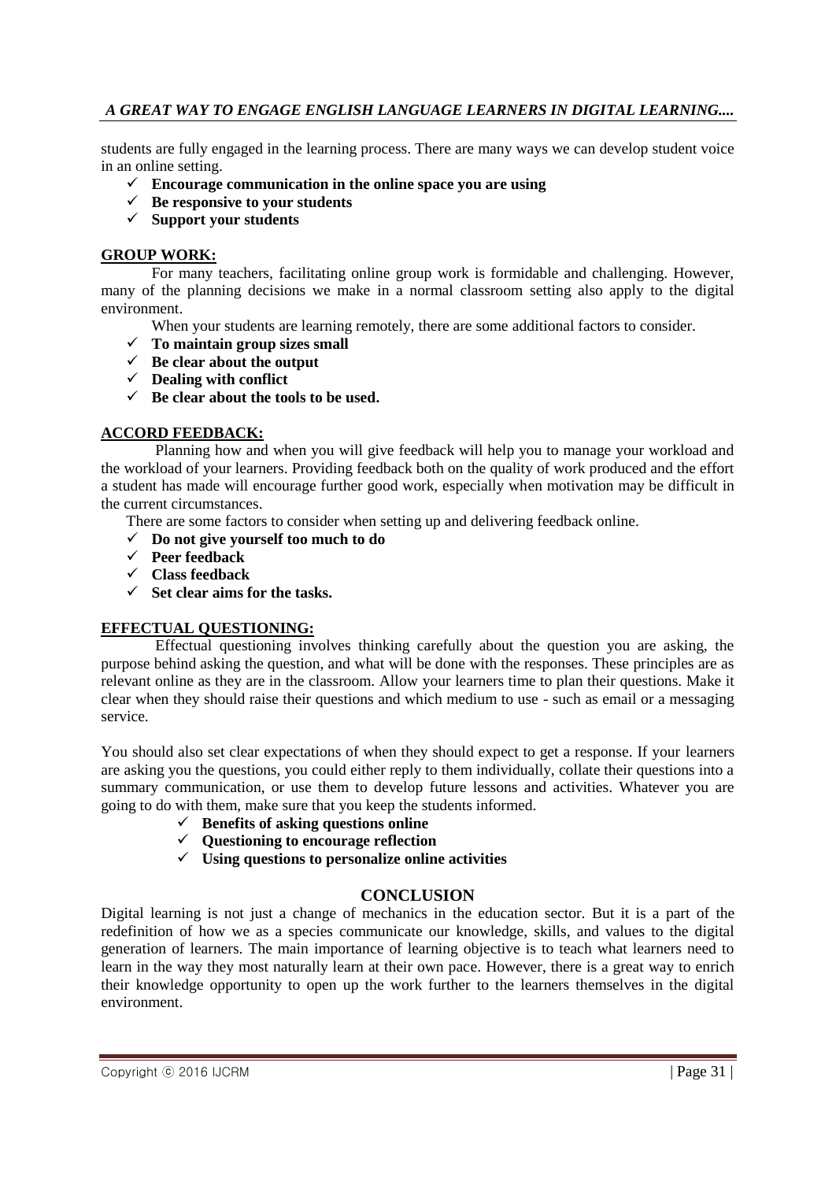students are fully engaged in the learning process. There are many ways we can develop student voice in an online setting.

- ✓ **Encourage communication in the online space you are using**
- ✓ **Be responsive to your students**
- ✓ **Support your students**

**GROUP WORK:**

For many teachers, facilitating online group work is formidable and challenging. However, many of the planning decisions we make in a normal classroom setting also apply to the digital environment.

When your students are learning remotely, there are some additional factors to consider.

- ✓ **To maintain group sizes small**
- ✓ **Be clear about the output**
- ✓ **Dealing with conflict**
- ✓ **Be clear about the tools to be used.**

**ACCORD FEEDBACK:**

Planning how and when you will give feedback will help you to manage your workload and the workload of your learners. Providing feedback both on the quality of work produced and the effort a student has made will encourage further good work, especially when motivation may be difficult in the current circumstances.

There are some factors to consider when setting up and delivering feedback online.

- ✓ **Do not give yourself too much to do**
- ✓ **Peer feedback**
- ✓ **Class feedback**
- ✓ **Set clear aims for the tasks.**

**EFFECTUAL QUESTIONING:**

Effectual questioning involves thinking carefully about the question you are asking, the purpose behind asking the question, and what will be done with the responses. These principles are as relevant online as they are in the classroom. Allow your learners time to plan their questions. Make it clear when they should raise their questions and which medium to use - such as email or a messaging service.

You should also set clear expectations of when they should expect to get a response. If your learners are asking you the questions, you could either reply to them individually, collate their questions into a summary communication, or use them to develop future lessons and activities. Whatever you are going to do with them, make sure that you keep the students informed.

- ✓ **Benefits of asking questions online**
- ✓ **Questioning to encourage reflection**
- ✓ **Using questions to personalize online activities**

## CONCLUSION

Digital learning is not just a change of mechanics in the education sector. But it is a part of the redefinition of how we as a species communicate our knowledge, skills, and values to the digital generation of learners. The main importance of learning objective is to teach what learners need to learn in the way they most naturally learn at their own pace. However, there is a great way to enrich their knowledge opportunity to open up the work further to the learners themselves in the digital environment.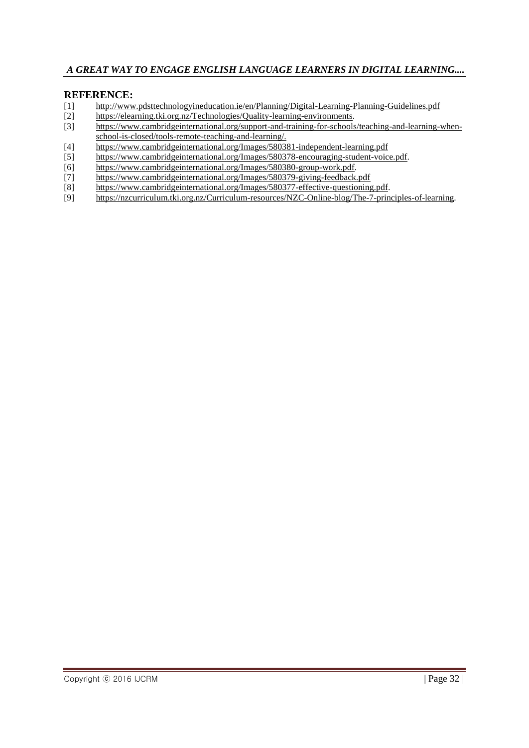## REFERENCE:

[1] http://www.pdsttechnologyineducation.ie/en/Planning/Digital-Learning-Planning-Guidelines.pdf
[2] https://elearning.tki.org.nz/Technologies/Quality-learning-environments.
[3] https://www.cambridgeinternational.org/support-and-training-for-schools/teaching-and-learning-when-school-is-closed/tools-remote-teaching-and-learning/.
[4] https://www.cambridgeinternational.org/Images/580381-independent-learning.pdf
[5] https://www.cambridgeinternational.org/Images/580378-encouraging-student-voice.pdf.
[6] https://www.cambridgeinternational.org/Images/580380-group-work.pdf.
[7] https://www.cambridgeinternational.org/Images/580379-giving-feedback.pdf
[8] https://www.cambridgeinternational.org/Images/580377-effective-questioning.pdf.
[9] https://nzcurriculum.tki.org.nz/Curriculum-resources/NZC-Online-blog/The-7-principles-of-learning.